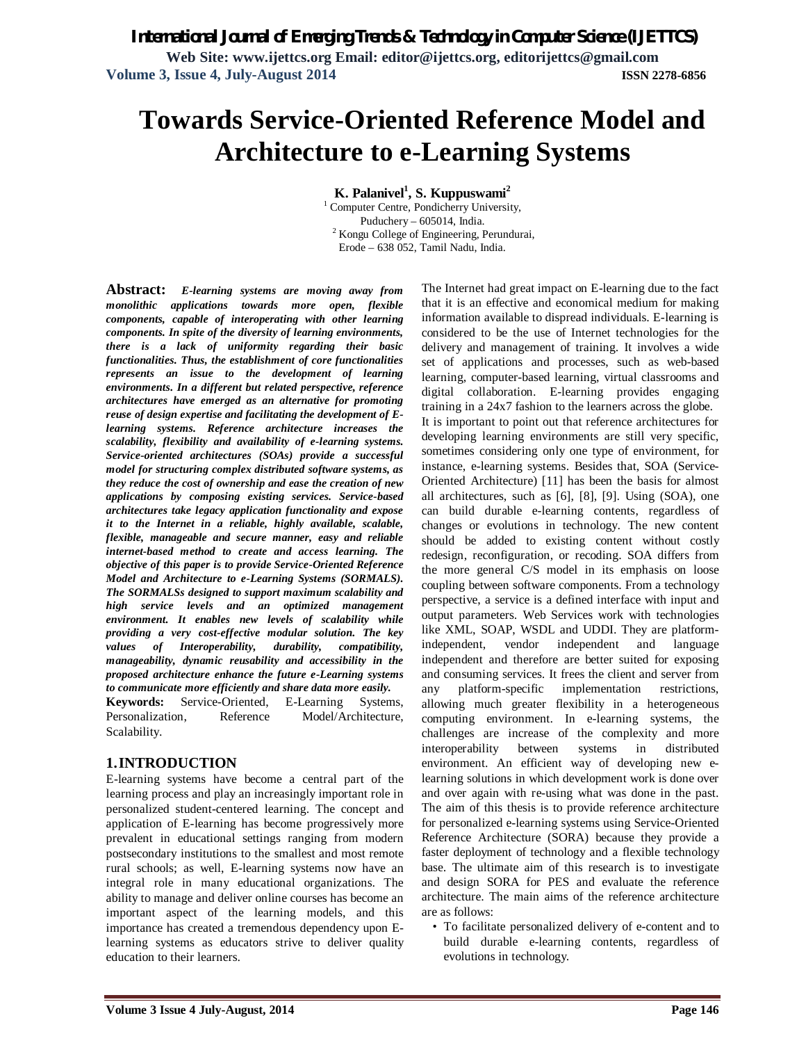# Towards Service-Oriented Reference Model and Architecture to e-Learning Systems

**K. Palanivel[1], S. Kuppuswami[2]**

[1] Computer Centre, Pondicherry University, Puduchery – 605014, India.

[2] Kongu College of Engineering, Perundurai, Erode – 638 052, Tamil Nadu, India.

**Abstract:** ***E-learning systems are moving away from monolithic applications towards more open, flexible components, capable of interoperating with other learning components. In spite of the diversity of learning environments, there is a lack of uniformity regarding their basic functionalities. Thus, the establishment of core functionalities represents an issue to the development of learning environments. In a different but related perspective, reference architectures have emerged as an alternative for promoting reuse of design expertise and facilitating the development of E-learning systems. Reference architecture increases the scalability, flexibility and availability of e-learning systems. Service-oriented architectures (SOAs) provide a successful model for structuring complex distributed software systems, as they reduce the cost of ownership and ease the creation of new applications by composing existing services. Service-based architectures take legacy application functionality and expose it to the Internet in a reliable, highly available, scalable, flexible, manageable and secure manner, easy and reliable internet-based method to create and access learning. The objective of this paper is to provide Service-Oriented Reference Model and Architecture to e-Learning Systems (SORMALS). The SORMALSs designed to support maximum scalability and high service levels and an optimized management environment. It enables new levels of scalability while providing a very cost-effective modular solution. The key values of Interoperability, durability, compatibility, manageability, dynamic reusability and accessibility in the proposed architecture enhance the future e-Learning systems to communicate more efficiently and share data more easily.***

**Keywords:** Service-Oriented, E-Learning Systems, Personalization, Reference Model/Architecture, Scalability.

## 1. INTRODUCTION

E-learning systems have become a central part of the learning process and play an increasingly important role in personalized student-centered learning. The concept and application of E-learning has become progressively more prevalent in educational settings ranging from modern postsecondary institutions to the smallest and most remote rural schools; as well, E-learning systems now have an integral role in many educational organizations. The ability to manage and deliver online courses has become an important aspect of the learning models, and this importance has created a tremendous dependency upon E-learning systems as educators strive to deliver quality education to their learners.

The Internet had great impact on E-learning due to the fact that it is an effective and economical medium for making information available to dispread individuals. E-learning is considered to be the use of Internet technologies for the delivery and management of training. It involves a wide set of applications and processes, such as web-based learning, computer-based learning, virtual classrooms and digital collaboration. E-learning provides engaging training in a 24x7 fashion to the learners across the globe.

It is important to point out that reference architectures for developing learning environments are still very specific, sometimes considering only one type of environment, for instance, e-learning systems. Besides that, SOA (Service-Oriented Architecture) [11] has been the basis for almost all architectures, such as [6], [8], [9]. Using (SOA), one can build durable e-learning contents, regardless of changes or evolutions in technology. The new content should be added to existing content without costly redesign, reconfiguration, or recoding. SOA differs from the more general C/S model in its emphasis on loose coupling between software components. From a technology perspective, a service is a defined interface with input and output parameters. Web Services work with technologies like XML, SOAP, WSDL and UDDI. They are platform-independent, vendor independent and language independent and therefore are better suited for exposing and consuming services. It frees the client and server from any platform-specific implementation restrictions, allowing much greater flexibility in a heterogeneous computing environment. In e-learning systems, the challenges are increase of the complexity and more interoperability between systems in distributed environment. An efficient way of developing new e-learning solutions in which development work is done over and over again with re-using what was done in the past. The aim of this thesis is to provide reference architecture for personalized e-learning systems using Service-Oriented Reference Architecture (SORA) because they provide a faster deployment of technology and a flexible technology base. The ultimate aim of this research is to investigate and design SORA for PES and evaluate the reference architecture. The main aims of the reference architecture are as follows:

- To facilitate personalized delivery of e-content and to build durable e-learning contents, regardless of evolutions in technology.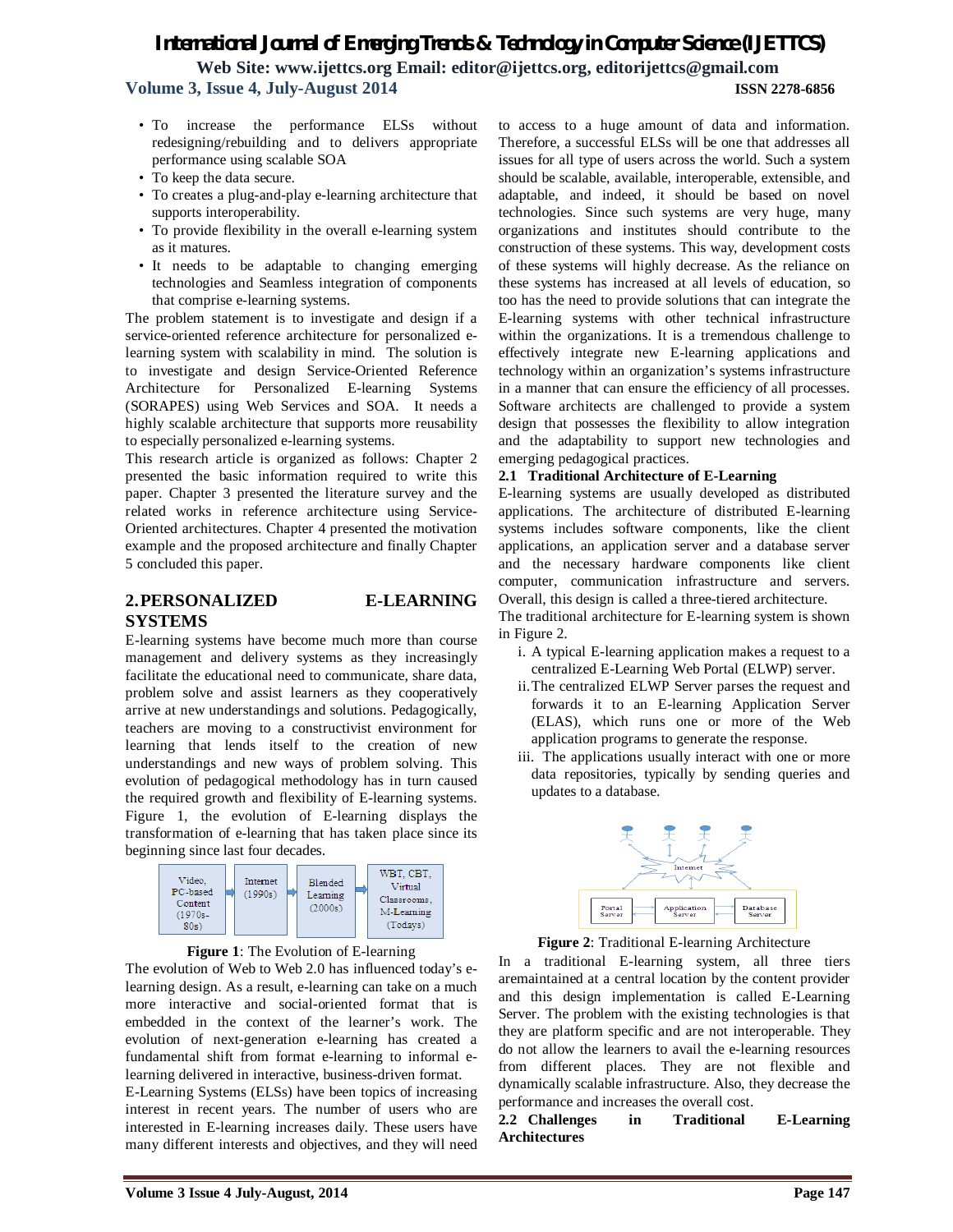- To increase the performance ELSs without redesigning/rebuilding and to delivers appropriate performance using scalable SOA
- To keep the data secure.
- To creates a plug-and-play e-learning architecture that supports interoperability.
- To provide flexibility in the overall e-learning system as it matures.
- It needs to be adaptable to changing emerging technologies and Seamless integration of components that comprise e-learning systems.

The problem statement is to investigate and design if a service-oriented reference architecture for personalized e-learning system with scalability in mind. The solution is to investigate and design Service-Oriented Reference Architecture for Personalized E-learning Systems (SORAPES) using Web Services and SOA. It needs a highly scalable architecture that supports more reusability to especially personalized e-learning systems.

This research article is organized as follows: Chapter 2 presented the basic information required to write this paper. Chapter 3 presented the literature survey and the related works in reference architecture using Service-Oriented architectures. Chapter 4 presented the motivation example and the proposed architecture and finally Chapter 5 concluded this paper.

## 2. PERSONALIZED E-LEARNING SYSTEMS

E-learning systems have become much more than course management and delivery systems as they increasingly facilitate the educational need to communicate, share data, problem solve and assist learners as they cooperatively arrive at new understandings and solutions. Pedagogically, teachers are moving to a constructivist environment for learning that lends itself to the creation of new understandings and new ways of problem solving. This evolution of pedagogical methodology has in turn caused the required growth and flexibility of E-learning systems. Figure 1, the evolution of E-learning displays the transformation of e-learning that has taken place since its beginning since last four decades.

Video, PC-based Content (1970s-80s) → Internet (1990s) → Blended Learning (2000s) → WBT, CBT, Virtual Classrooms, M-Learning (Todays)

**Figure 1**: The Evolution of E-learning

The evolution of Web to Web 2.0 has influenced today's e-learning design. As a result, e-learning can take on a much more interactive and social-oriented format that is embedded in the context of the learner's work. The evolution of next-generation e-learning has created a fundamental shift from format e-learning to informal e-learning delivered in interactive, business-driven format.

E-Learning Systems (ELSs) have been topics of increasing interest in recent years. The number of users who are interested in E-learning increases daily. These users have many different interests and objectives, and they will need to access to a huge amount of data and information. Therefore, a successful ELSs will be one that addresses all issues for all type of users across the world. Such a system should be scalable, available, interoperable, extensible, and adaptable, and indeed, it should be based on novel technologies. Since such systems are very huge, many organizations and institutes should contribute to the construction of these systems. This way, development costs of these systems will highly decrease. As the reliance on these systems has increased at all levels of education, so too has the need to provide solutions that can integrate the E-learning systems with other technical infrastructure within the organizations. It is a tremendous challenge to effectively integrate new E-learning applications and technology within an organization's systems infrastructure in a manner that can ensure the efficiency of all processes. Software architects are challenged to provide a system design that possesses the flexibility to allow integration and the adaptability to support new technologies and emerging pedagogical practices.

### 2.1 Traditional Architecture of E-Learning

E-learning systems are usually developed as distributed applications. The architecture of distributed E-learning systems includes software components, like the client applications, an application server and a database server and the necessary hardware components like client computer, communication infrastructure and servers. Overall, this design is called a three-tiered architecture.

The traditional architecture for E-learning system is shown in Figure 2.

i. A typical E-learning application makes a request to a centralized E-Learning Web Portal (ELWP) server.

ii. The centralized ELWP Server parses the request and forwards it to an E-learning Application Server (ELAS), which runs one or more of the Web application programs to generate the response.

iii. The applications usually interact with one or more data repositories, typically by sending queries and updates to a database.

Internet — Portal Server, Application Server, Database Server

**Figure 2**: Traditional E-learning Architecture

In a traditional E-learning system, all three tiers aremaintained at a central location by the content provider and this design implementation is called E-Learning Server. The problem with the existing technologies is that they are platform specific and are not interoperable. They do not allow the learners to avail the e-learning resources from different places. They are not flexible and dynamically scalable infrastructure. Also, they decrease the performance and increases the overall cost.

### 2.2 Challenges in Traditional E-Learning Architectures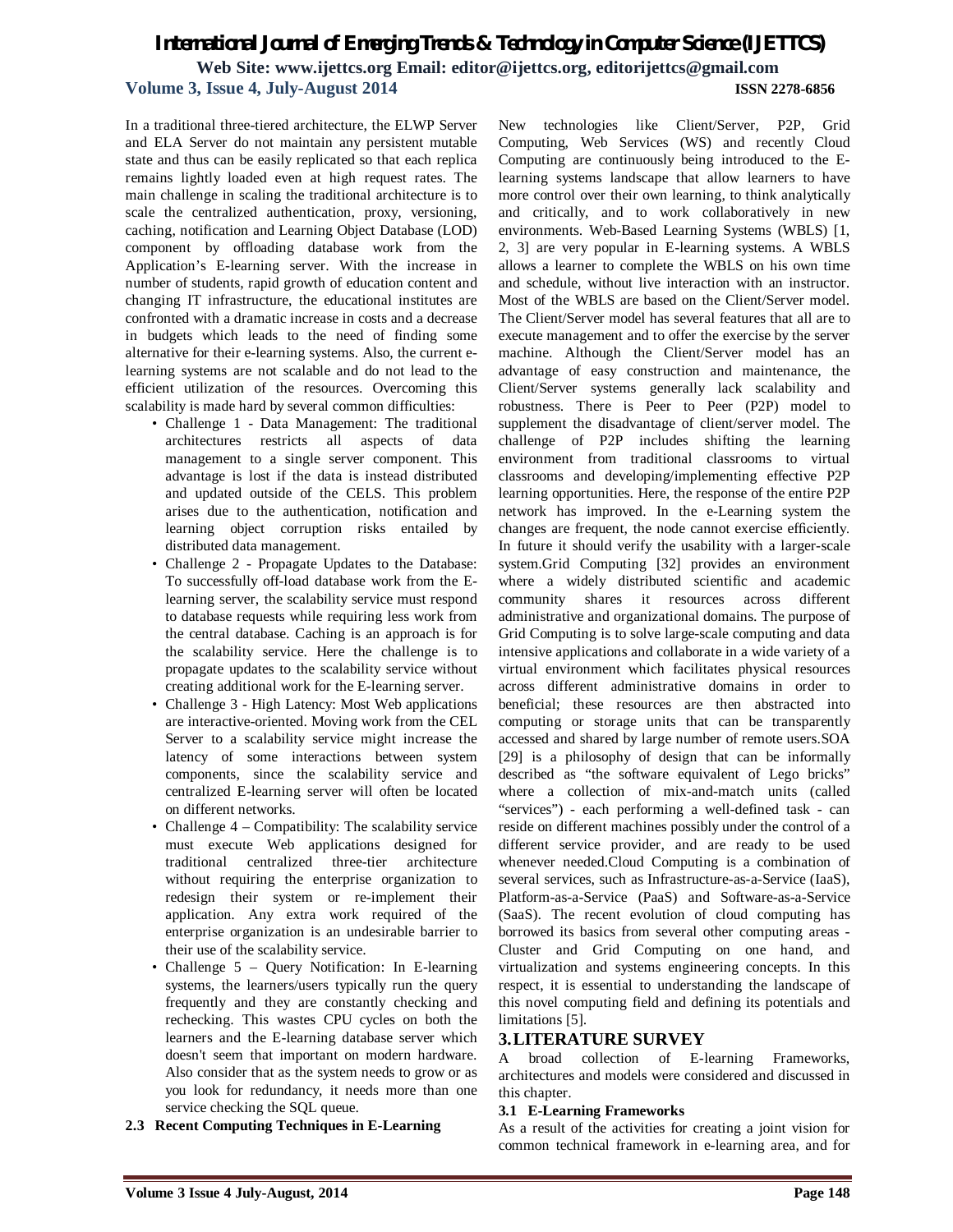In a traditional three-tiered architecture, the ELWP Server and ELA Server do not maintain any persistent mutable state and thus can be easily replicated so that each replica remains lightly loaded even at high request rates. The main challenge in scaling the traditional architecture is to scale the centralized authentication, proxy, versioning, caching, notification and Learning Object Database (LOD) component by offloading database work from the Application's E-learning server. With the increase in number of students, rapid growth of education content and changing IT infrastructure, the educational institutes are confronted with a dramatic increase in costs and a decrease in budgets which leads to the need of finding some alternative for their e-learning systems. Also, the current e-learning systems are not scalable and do not lead to the efficient utilization of the resources. Overcoming this scalability is made hard by several common difficulties:

- Challenge 1 - Data Management: The traditional architectures restricts all aspects of data management to a single server component. This advantage is lost if the data is instead distributed and updated outside of the CELS. This problem arises due to the authentication, notification and learning object corruption risks entailed by distributed data management.
- Challenge 2 - Propagate Updates to the Database: To successfully off-load database work from the E-learning server, the scalability service must respond to database requests while requiring less work from the central database. Caching is an approach is for the scalability service. Here the challenge is to propagate updates to the scalability service without creating additional work for the E-learning server.
- Challenge 3 - High Latency: Most Web applications are interactive-oriented. Moving work from the CEL Server to a scalability service might increase the latency of some interactions between system components, since the scalability service and centralized E-learning server will often be located on different networks.
- Challenge 4 – Compatibility: The scalability service must execute Web applications designed for traditional centralized three-tier architecture without requiring the enterprise organization to redesign their system or re-implement their application. Any extra work required of the enterprise organization is an undesirable barrier to their use of the scalability service.
- Challenge 5 – Query Notification: In E-learning systems, the learners/users typically run the query frequently and they are constantly checking and rechecking. This wastes CPU cycles on both the learners and the E-learning database server which doesn't seem that important on modern hardware. Also consider that as the system needs to grow or as you look for redundancy, it needs more than one service checking the SQL queue.

### 2.3 Recent Computing Techniques in E-Learning

New technologies like Client/Server, P2P, Grid Computing, Web Services (WS) and recently Cloud Computing are continuously being introduced to the E-learning systems landscape that allow learners to have more control over their own learning, to think analytically and critically, and to work collaboratively in new environments. Web-Based Learning Systems (WBLS) [1, 2, 3] are very popular in E-learning systems. A WBLS allows a learner to complete the WBLS on his own time and schedule, without live interaction with an instructor. Most of the WBLS are based on the Client/Server model. The Client/Server model has several features that all are to execute management and to offer the exercise by the server machine. Although the Client/Server model has an advantage of easy construction and maintenance, the Client/Server systems generally lack scalability and robustness. There is Peer to Peer (P2P) model to supplement the disadvantage of client/server model. The challenge of P2P includes shifting the learning environment from traditional classrooms to virtual classrooms and developing/implementing effective P2P learning opportunities. Here, the response of the entire P2P network has improved. In the e-Learning system the changes are frequent, the node cannot exercise efficiently. In future it should verify the usability with a larger-scale system.Grid Computing [32] provides an environment where a widely distributed scientific and academic community shares it resources across different administrative and organizational domains. The purpose of Grid Computing is to solve large-scale computing and data intensive applications and collaborate in a wide variety of a virtual environment which facilitates physical resources across different administrative domains in order to beneficial; these resources are then abstracted into computing or storage units that can be transparently accessed and shared by large number of remote users.SOA [29] is a philosophy of design that can be informally described as "the software equivalent of Lego bricks" where a collection of mix-and-match units (called "services") - each performing a well-defined task - can reside on different machines possibly under the control of a different service provider, and are ready to be used whenever needed.Cloud Computing is a combination of several services, such as Infrastructure-as-a-Service (IaaS), Platform-as-a-Service (PaaS) and Software-as-a-Service (SaaS). The recent evolution of cloud computing has borrowed its basics from several other computing areas - Cluster and Grid Computing on one hand, and virtualization and systems engineering concepts. In this respect, it is essential to understanding the landscape of this novel computing field and defining its potentials and limitations [5].

## 3. LITERATURE SURVEY

A broad collection of E-learning Frameworks, architectures and models were considered and discussed in this chapter.

### 3.1 E-Learning Frameworks

As a result of the activities for creating a joint vision for common technical framework in e-learning area, and for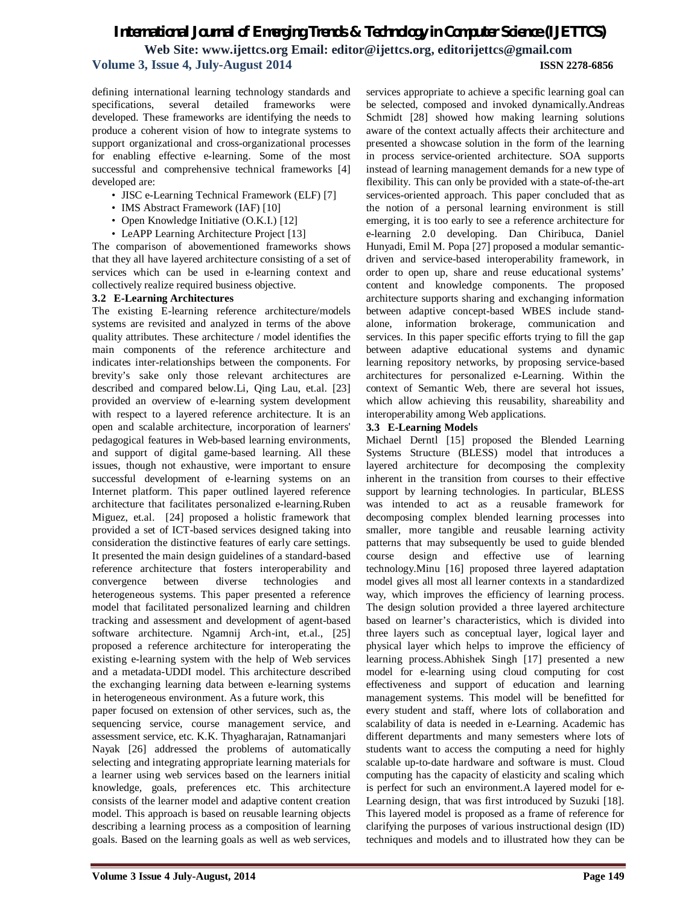defining international learning technology standards and specifications, several detailed frameworks were developed. These frameworks are identifying the needs to produce a coherent vision of how to integrate systems to support organizational and cross-organizational processes for enabling effective e-learning. Some of the most successful and comprehensive technical frameworks [4] developed are:

- JISC e-Learning Technical Framework (ELF) [7]
- IMS Abstract Framework (IAF) [10]
- Open Knowledge Initiative (O.K.I.) [12]
- LeAPP Learning Architecture Project [13]

The comparison of abovementioned frameworks shows that they all have layered architecture consisting of a set of services which can be used in e-learning context and collectively realize required business objective.

### 3.2 E-Learning Architectures

The existing E-learning reference architecture/models systems are revisited and analyzed in terms of the above quality attributes. These architecture / model identifies the main components of the reference architecture and indicates inter-relationships between the components. For brevity's sake only those relevant architectures are described and compared below.Li, Qing Lau, et.al. [23] provided an overview of e-learning system development with respect to a layered reference architecture. It is an open and scalable architecture, incorporation of learners' pedagogical features in Web-based learning environments, and support of digital game-based learning. All these issues, though not exhaustive, were important to ensure successful development of e-learning systems on an Internet platform. This paper outlined layered reference architecture that facilitates personalized e-learning.Ruben Miguez, et.al. [24] proposed a holistic framework that provided a set of ICT-based services designed taking into consideration the distinctive features of early care settings. It presented the main design guidelines of a standard-based reference architecture that fosters interoperability and convergence between diverse technologies and heterogeneous systems. This paper presented a reference model that facilitated personalized learning and children tracking and assessment and development of agent-based software architecture. Ngamnij Arch-int, et.al., [25] proposed a reference architecture for interoperating the existing e-learning system with the help of Web services and a metadata-UDDI model. This architecture described the exchanging learning data between e-learning systems in heterogeneous environment. As a future work, this paper focused on extension of other services, such as, the sequencing service, course management service, and assessment service, etc. K.K. Thyagharajan, Ratnamanjari Nayak [26] addressed the problems of automatically selecting and integrating appropriate learning materials for a learner using web services based on the learners initial knowledge, goals, preferences etc. This architecture consists of the learner model and adaptive content creation model. This approach is based on reusable learning objects describing a learning process as a composition of learning goals. Based on the learning goals as well as web services, services appropriate to achieve a specific learning goal can be selected, composed and invoked dynamically.Andreas Schmidt [28] showed how making learning solutions aware of the context actually affects their architecture and presented a showcase solution in the form of the learning in process service-oriented architecture. SOA supports instead of learning management demands for a new type of flexibility. This can only be provided with a state-of-the-art services-oriented approach. This paper concluded that as the notion of a personal learning environment is still emerging, it is too early to see a reference architecture for e-learning 2.0 developing. Dan Chiribuca, Daniel Hunyadi, Emil M. Popa [27] proposed a modular semantic-driven and service-based interoperability framework, in order to open up, share and reuse educational systems' content and knowledge components. The proposed architecture supports sharing and exchanging information between adaptive concept-based WBES include stand-alone, information brokerage, communication and services. In this paper specific efforts trying to fill the gap between adaptive educational systems and dynamic learning repository networks, by proposing service-based architectures for personalized e-Learning. Within the context of Semantic Web, there are several hot issues, which allow achieving this reusability, shareability and interoperability among Web applications.

### 3.3 E-Learning Models

Michael Derntl [15] proposed the Blended Learning Systems Structure (BLESS) model that introduces a layered architecture for decomposing the complexity inherent in the transition from courses to their effective support by learning technologies. In particular, BLESS was intended to act as a reusable framework for decomposing complex blended learning processes into smaller, more tangible and reusable learning activity patterns that may subsequently be used to guide blended course design and effective use of learning technology.Minu [16] proposed three layered adaptation model gives all most all learner contexts in a standardized way, which improves the efficiency of learning process. The design solution provided a three layered architecture based on learner's characteristics, which is divided into three layers such as conceptual layer, logical layer and physical layer which helps to improve the efficiency of learning process.Abhishek Singh [17] presented a new model for e-learning using cloud computing for cost effectiveness and support of education and learning management systems. This model will be benefitted for every student and staff, where lots of collaboration and scalability of data is needed in e-Learning. Academic has different departments and many semesters where lots of students want to access the computing a need for highly scalable up-to-date hardware and software is must. Cloud computing has the capacity of elasticity and scaling which is perfect for such an environment.A layered model for e-Learning design, that was first introduced by Suzuki [18]. This layered model is proposed as a frame of reference for clarifying the purposes of various instructional design (ID) techniques and models and to illustrated how they can be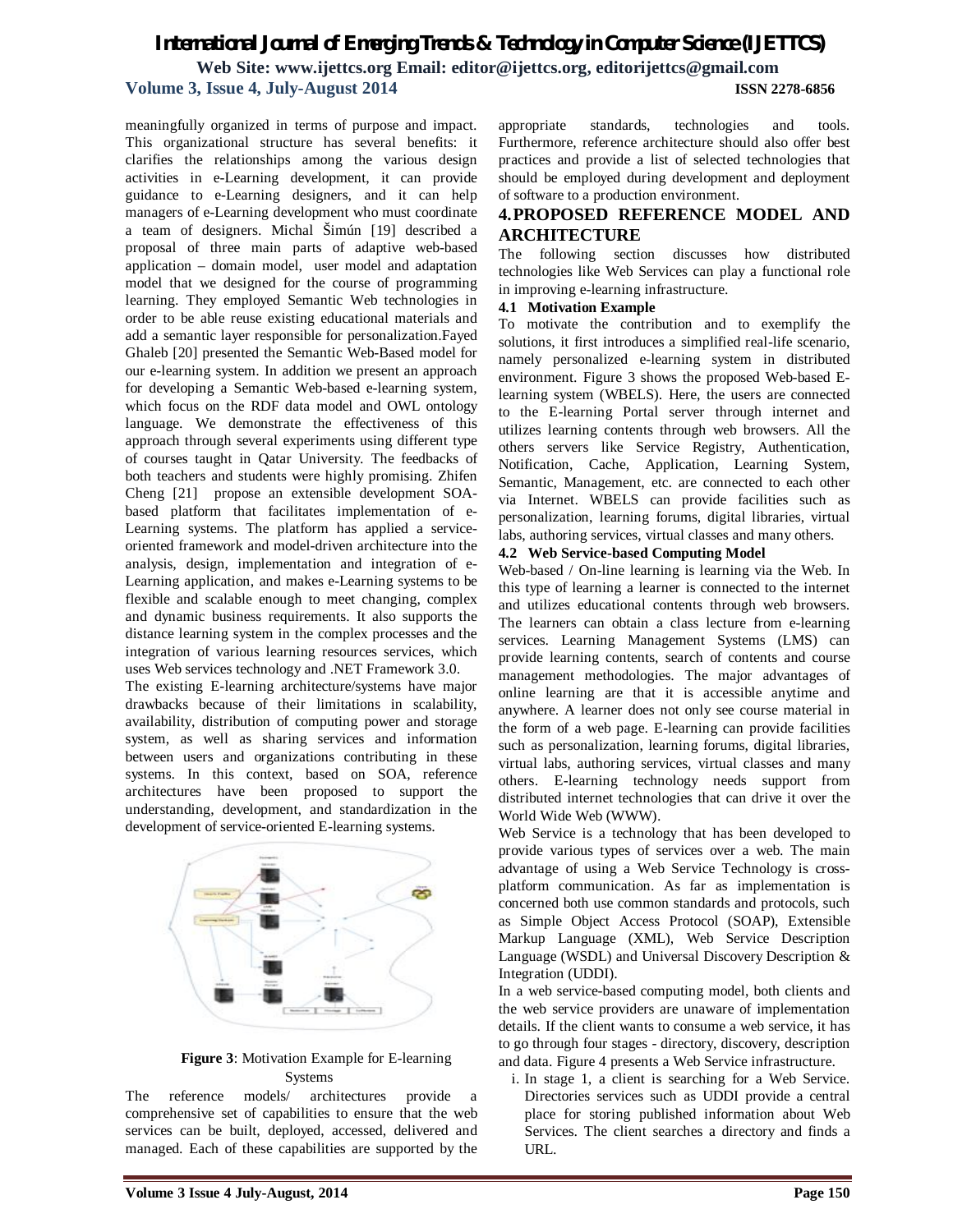meaningfully organized in terms of purpose and impact. This organizational structure has several benefits: it clarifies the relationships among the various design activities in e-Learning development, it can provide guidance to e-Learning designers, and it can help managers of e-Learning development who must coordinate a team of designers. Michal Šimún [19] described a proposal of three main parts of adaptive web-based application – domain model, user model and adaptation model that we designed for the course of programming learning. They employed Semantic Web technologies in order to be able reuse existing educational materials and add a semantic layer responsible for personalization.Fayed Ghaleb [20] presented the Semantic Web-Based model for our e-learning system. In addition we present an approach for developing a Semantic Web-based e-learning system, which focus on the RDF data model and OWL ontology language. We demonstrate the effectiveness of this approach through several experiments using different type of courses taught in Qatar University. The feedbacks of both teachers and students were highly promising. Zhifen Cheng [21] propose an extensible development SOA-based platform that facilitates implementation of e-Learning systems. The platform has applied a service-oriented framework and model-driven architecture into the analysis, design, implementation and integration of e-Learning application, and makes e-Learning systems to be flexible and scalable enough to meet changing, complex and dynamic business requirements. It also supports the distance learning system in the complex processes and the integration of various learning resources services, which uses Web services technology and .NET Framework 3.0.

The existing E-learning architecture/systems have major drawbacks because of their limitations in scalability, availability, distribution of computing power and storage system, as well as sharing services and information between users and organizations contributing in these systems. In this context, based on SOA, reference architectures have been proposed to support the understanding, development, and standardization in the development of service-oriented E-learning systems.

**Figure 3**: Motivation Example for E-learning Systems

The reference models/ architectures provide a comprehensive set of capabilities to ensure that the web services can be built, deployed, accessed, delivered and managed. Each of these capabilities are supported by the appropriate standards, technologies and tools. Furthermore, reference architecture should also offer best practices and provide a list of selected technologies that should be employed during development and deployment of software to a production environment.

## 4. PROPOSED REFERENCE MODEL AND ARCHITECTURE

The following section discusses how distributed technologies like Web Services can play a functional role in improving e-learning infrastructure.

### 4.1 Motivation Example

To motivate the contribution and to exemplify the solutions, it first introduces a simplified real-life scenario, namely personalized e-learning system in distributed environment. Figure 3 shows the proposed Web-based E-learning system (WBELS). Here, the users are connected to the E-learning Portal server through internet and utilizes learning contents through web browsers. All the others servers like Service Registry, Authentication, Notification, Cache, Application, Learning System, Semantic, Management, etc. are connected to each other via Internet. WBELS can provide facilities such as personalization, learning forums, digital libraries, virtual labs, authoring services, virtual classes and many others.

### 4.2 Web Service-based Computing Model

Web-based / On-line learning is learning via the Web. In this type of learning a learner is connected to the internet and utilizes educational contents through web browsers. The learners can obtain a class lecture from e-learning services. Learning Management Systems (LMS) can provide learning contents, search of contents and course management methodologies. The major advantages of online learning are that it is accessible anytime and anywhere. A learner does not only see course material in the form of a web page. E-learning can provide facilities such as personalization, learning forums, digital libraries, virtual labs, authoring services, virtual classes and many others. E-learning technology needs support from distributed internet technologies that can drive it over the World Wide Web (WWW).

Web Service is a technology that has been developed to provide various types of services over a web. The main advantage of using a Web Service Technology is cross-platform communication. As far as implementation is concerned both use common standards and protocols, such as Simple Object Access Protocol (SOAP), Extensible Markup Language (XML), Web Service Description Language (WSDL) and Universal Discovery Description & Integration (UDDI).

In a web service-based computing model, both clients and the web service providers are unaware of implementation details. If the client wants to consume a web service, it has to go through four stages - directory, discovery, description and data. Figure 4 presents a Web Service infrastructure.

i. In stage 1, a client is searching for a Web Service. Directories services such as UDDI provide a central place for storing published information about Web Services. The client searches a directory and finds a URL.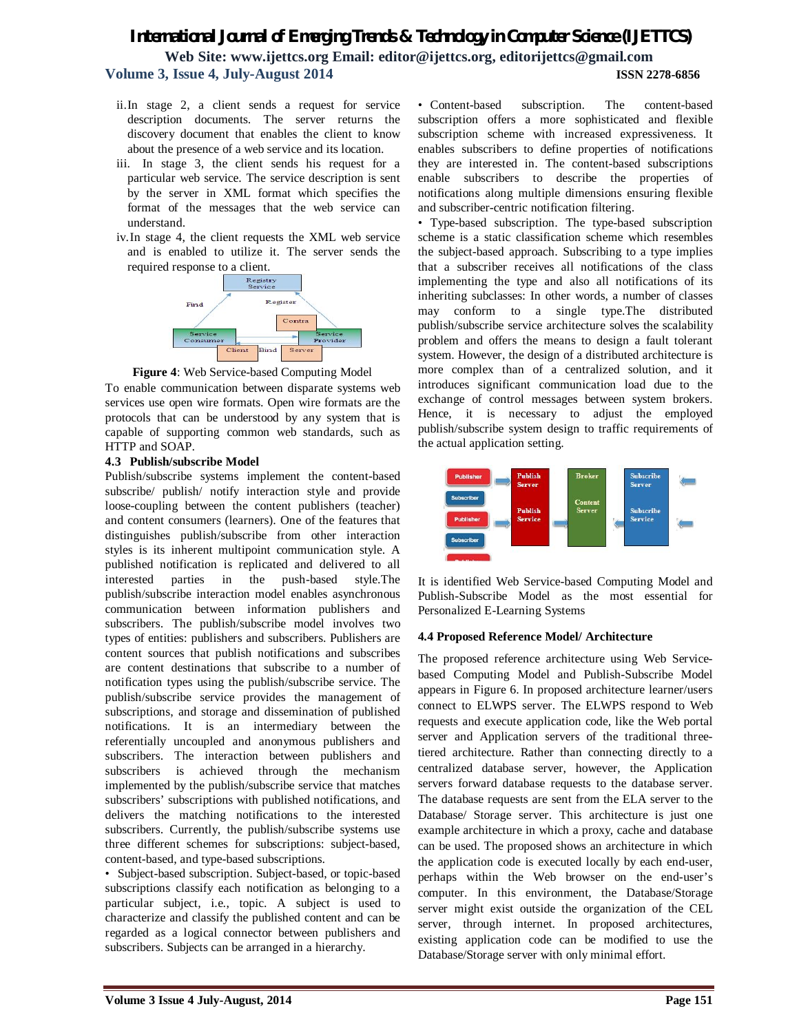ii. In stage 2, a client sends a request for service description documents. The server returns the discovery document that enables the client to know about the presence of a web service and its location.

iii. In stage 3, the client sends his request for a particular web service. The service description is sent by the server in XML format which specifies the format of the messages that the web service can understand.

iv. In stage 4, the client requests the XML web service and is enabled to utilize it. The server sends the required response to a client.

**Figure 4**: Web Service-based Computing Model

To enable communication between disparate systems web services use open wire formats. Open wire formats are the protocols that can be understood by any system that is capable of supporting common web standards, such as HTTP and SOAP.

### 4.3 Publish/subscribe Model

Publish/subscribe systems implement the content-based subscribe/ publish/ notify interaction style and provide loose-coupling between the content publishers (teacher) and content consumers (learners). One of the features that distinguishes publish/subscribe from other interaction styles is its inherent multipoint communication style. A published notification is replicated and delivered to all interested parties in the push-based style.The publish/subscribe interaction model enables asynchronous communication between information publishers and subscribers. The publish/subscribe model involves two types of entities: publishers and subscribers. Publishers are content sources that publish notifications and subscribes are content destinations that subscribe to a number of notification types using the publish/subscribe service. The publish/subscribe service provides the management of subscriptions, and storage and dissemination of published notifications. It is an intermediary between the referentially uncoupled and anonymous publishers and subscribers. The interaction between publishers and subscribers is achieved through the mechanism implemented by the publish/subscribe service that matches subscribers' subscriptions with published notifications, and delivers the matching notifications to the interested subscribers. Currently, the publish/subscribe systems use three different schemes for subscriptions: subject-based, content-based, and type-based subscriptions.

• Subject-based subscription. Subject-based, or topic-based subscriptions classify each notification as belonging to a particular subject, i.e., topic. A subject is used to characterize and classify the published content and can be regarded as a logical connector between publishers and subscribers. Subjects can be arranged in a hierarchy.

• Content-based subscription. The content-based subscription offers a more sophisticated and flexible subscription scheme with increased expressiveness. It enables subscribers to define properties of notifications they are interested in. The content-based subscriptions enable subscribers to describe the properties of notifications along multiple dimensions ensuring flexible and subscriber-centric notification filtering.

• Type-based subscription. The type-based subscription scheme is a static classification scheme which resembles the subject-based approach. Subscribing to a type implies that a subscriber receives all notifications of the class implementing the type and also all notifications of its inheriting subclasses: In other words, a number of classes may conform to a single type.The distributed publish/subscribe service architecture solves the scalability problem and offers the means to design a fault tolerant system. However, the design of a distributed architecture is more complex than of a centralized solution, and it introduces significant communication load due to the exchange of control messages between system brokers. Hence, it is necessary to adjust the employed publish/subscribe system design to traffic requirements of the actual application setting.

It is identified Web Service-based Computing Model and Publish-Subscribe Model as the most essential for Personalized E-Learning Systems

### 4.4 Proposed Reference Model/ Architecture

The proposed reference architecture using Web Service-based Computing Model and Publish-Subscribe Model appears in Figure 6. In proposed architecture learner/users connect to ELWPS server. The ELWPS respond to Web requests and execute application code, like the Web portal server and Application servers of the traditional three-tiered architecture. Rather than connecting directly to a centralized database server, however, the Application servers forward database requests to the database server. The database requests are sent from the ELA server to the Database/ Storage server. This architecture is just one example architecture in which a proxy, cache and database can be used. The proposed shows an architecture in which the application code is executed locally by each end-user, perhaps within the Web browser on the end-user's computer. In this environment, the Database/Storage server might exist outside the organization of the CEL server, through internet. In proposed architectures, existing application code can be modified to use the Database/Storage server with only minimal effort.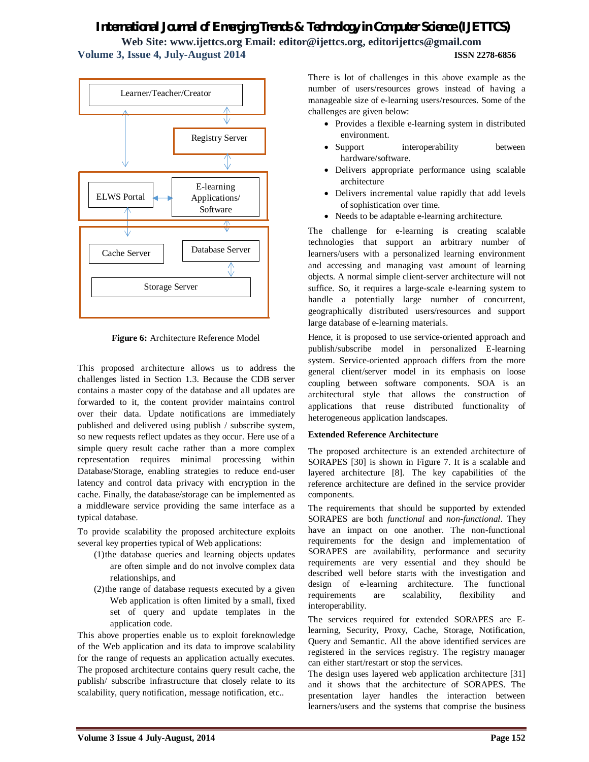Learner/Teacher/Creator

Registry Server

ELWS Portal

E-learning Applications/ Software

Cache Server

Database Server

Storage Server

**Figure 6:** Architecture Reference Model

This proposed architecture allows us to address the challenges listed in Section 1.3. Because the CDB server contains a master copy of the database and all updates are forwarded to it, the content provider maintains control over their data. Update notifications are immediately published and delivered using publish / subscribe system, so new requests reflect updates as they occur. Here use of a simple query result cache rather than a more complex representation requires minimal processing within Database/Storage, enabling strategies to reduce end-user latency and control data privacy with encryption in the cache. Finally, the database/storage can be implemented as a middleware service providing the same interface as a typical database.

To provide scalability the proposed architecture exploits several key properties typical of Web applications:

(1) the database queries and learning objects updates are often simple and do not involve complex data relationships, and

(2) the range of database requests executed by a given Web application is often limited by a small, fixed set of query and update templates in the application code.

This above properties enable us to exploit foreknowledge of the Web application and its data to improve scalability for the range of requests an application actually executes. The proposed architecture contains query result cache, the publish/ subscribe infrastructure that closely relate to its scalability, query notification, message notification, etc..

There is lot of challenges in this above example as the number of users/resources grows instead of having a manageable size of e-learning users/resources. Some of the challenges are given below:

- Provides a flexible e-learning system in distributed environment.
- Support interoperability between hardware/software.
- Delivers appropriate performance using scalable architecture
- Delivers incremental value rapidly that add levels of sophistication over time.
- Needs to be adaptable e-learning architecture.

The challenge for e-learning is creating scalable technologies that support an arbitrary number of learners/users with a personalized learning environment and accessing and managing vast amount of learning objects. A normal simple client-server architecture will not suffice. So, it requires a large-scale e-learning system to handle a potentially large number of concurrent, geographically distributed users/resources and support large database of e-learning materials.

Hence, it is proposed to use service-oriented approach and publish/subscribe model in personalized E-learning system. Service-oriented approach differs from the more general client/server model in its emphasis on loose coupling between software components. SOA is an architectural style that allows the construction of applications that reuse distributed functionality of heterogeneous application landscapes.

**Extended Reference Architecture**

The proposed architecture is an extended architecture of SORAPES [30] is shown in Figure 7. It is a scalable and layered architecture [8]. The key capabilities of the reference architecture are defined in the service provider components.

The requirements that should be supported by extended SORAPES are both *functional* and *non-functional*. They have an impact on one another. The non-functional requirements for the design and implementation of SORAPES are availability, performance and security requirements are very essential and they should be described well before starts with the investigation and design of e-learning architecture. The functional requirements are scalability, flexibility and interoperability.

The services required for extended SORAPES are E-learning, Security, Proxy, Cache, Storage, Notification, Query and Semantic. All the above identified services are registered in the services registry. The registry manager can either start/restart or stop the services.

The design uses layered web application architecture [31] and it shows that the architecture of SORAPES. The presentation layer handles the interaction between learners/users and the systems that comprise the business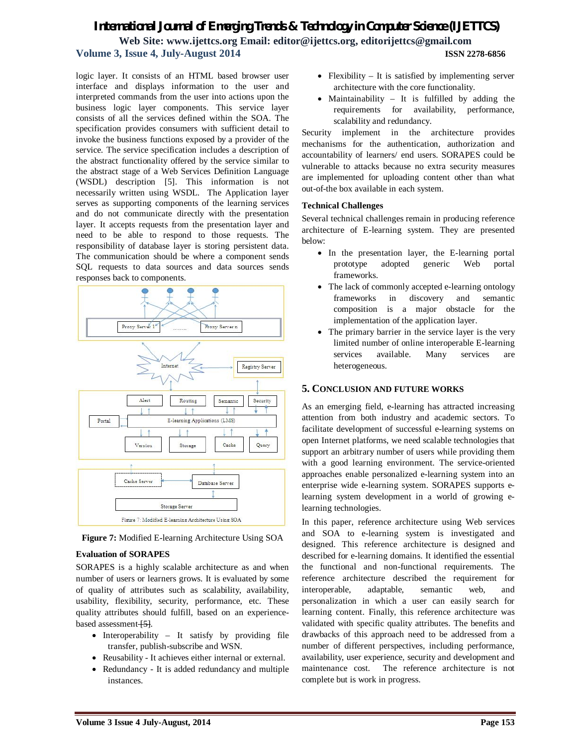logic layer. It consists of an HTML based browser user interface and displays information to the user and interpreted commands from the user into actions upon the business logic layer components. This service layer consists of all the services defined within the SOA. The specification provides consumers with sufficient detail to invoke the business functions exposed by a provider of the service. The service specification includes a description of the abstract functionality offered by the service similar to the abstract stage of a Web Services Definition Language (WSDL) description [5]. This information is not necessarily written using WSDL. The Application layer serves as supporting components of the learning services and do not communicate directly with the presentation layer. It accepts requests from the presentation layer and need to be able to respond to those requests. The responsibility of database layer is storing persistent data. The communication should be where a component sends SQL requests to data sources and data sources sends responses back to components.

**Figure 7:** Modified E-learning Architecture Using SOA

### Evaluation of SORAPES

SORAPES is a highly scalable architecture as and when number of users or learners grows. It is evaluated by some of quality of attributes such as scalability, availability, usability, flexibility, security, performance, etc. These quality attributes should fulfill, based on an experience-based assessment [5].

- Interoperability – It satisfy by providing file transfer, publish-subscribe and WSN.
- Reusability - It achieves either internal or external.
- Redundancy - It is added redundancy and multiple instances.
- Flexibility – It is satisfied by implementing server architecture with the core functionality.
- Maintainability – It is fulfilled by adding the requirements for availability, performance, scalability and redundancy.

Security implement in the architecture provides mechanisms for the authentication, authorization and accountability of learners/ end users. SORAPES could be vulnerable to attacks because no extra security measures are implemented for uploading content other than what out-of-the box available in each system.

### Technical Challenges

Several technical challenges remain in producing reference architecture of E-learning system. They are presented below:

- In the presentation layer, the E-learning portal prototype adopted generic Web portal frameworks.
- The lack of commonly accepted e-learning ontology frameworks in discovery and semantic composition is a major obstacle for the implementation of the application layer.
- The primary barrier in the service layer is the very limited number of online interoperable E-learning services available. Many services are heterogeneous.

## 5. CONCLUSION AND FUTURE WORKS

As an emerging field, e-learning has attracted increasing attention from both industry and academic sectors. To facilitate development of successful e-learning systems on open Internet platforms, we need scalable technologies that support an arbitrary number of users while providing them with a good learning environment. The service-oriented approaches enable personalized e-learning system into an enterprise wide e-learning system. SORAPES supports e-learning system development in a world of growing e-learning technologies.

In this paper, reference architecture using Web services and SOA to e-learning system is investigated and designed. This reference architecture is designed and described for e-learning domains. It identified the essential the functional and non-functional requirements. The reference architecture described the requirement for interoperable, adaptable, semantic web, and personalization in which a user can easily search for learning content. Finally, this reference architecture was validated with specific quality attributes. The benefits and drawbacks of this approach need to be addressed from a number of different perspectives, including performance, availability, user experience, security and development and maintenance cost. The reference architecture is not complete but is work in progress.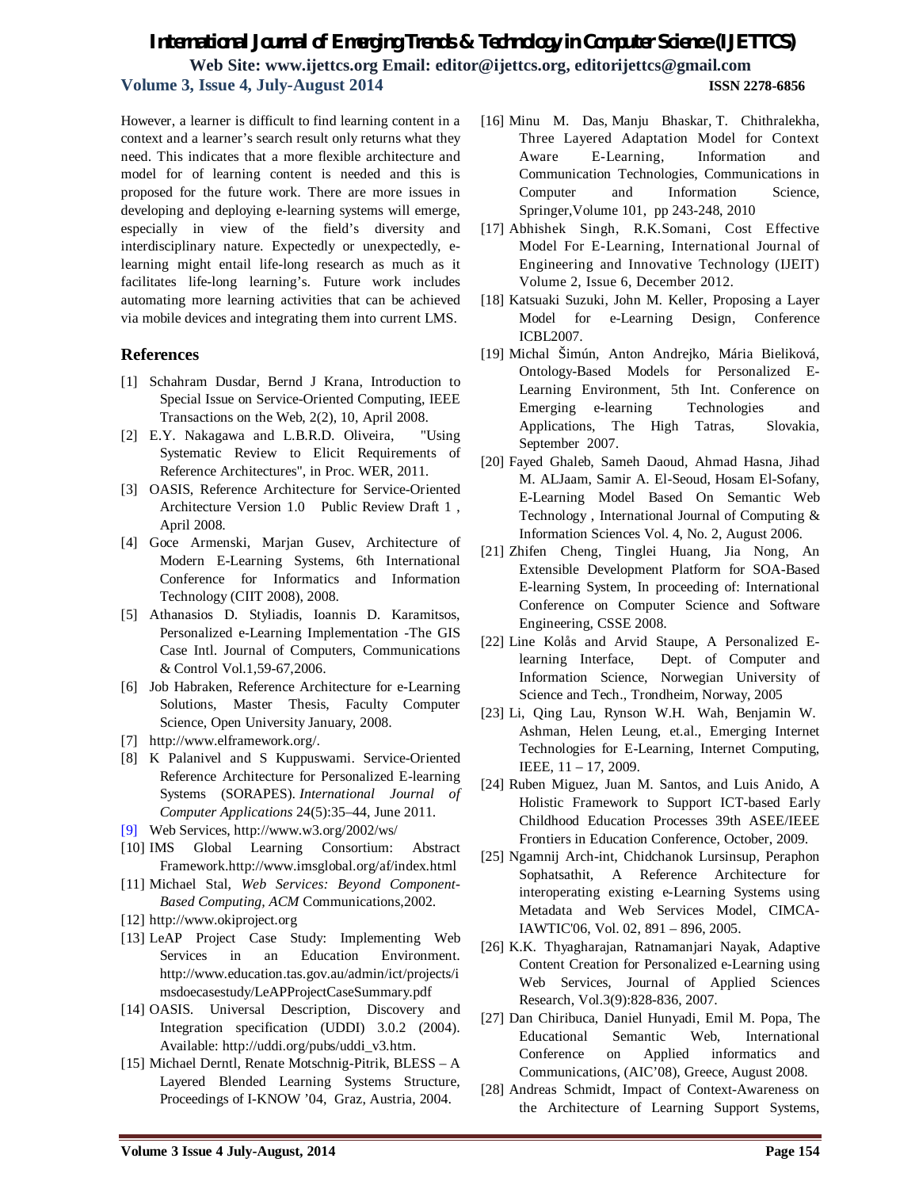However, a learner is difficult to find learning content in a context and a learner's search result only returns what they need. This indicates that a more flexible architecture and model for of learning content is needed and this is proposed for the future work. There are more issues in developing and deploying e-learning systems will emerge, especially in view of the field's diversity and interdisciplinary nature. Expectedly or unexpectedly, e-learning might entail life-long research as much as it facilitates life-long learning's. Future work includes automating more learning activities that can be achieved via mobile devices and integrating them into current LMS.

## References

[1] Schahram Dusdar, Bernd J Krana, Introduction to Special Issue on Service-Oriented Computing, IEEE Transactions on the Web, 2(2), 10, April 2008.

[2] E.Y. Nakagawa and L.B.R.D. Oliveira, "Using Systematic Review to Elicit Requirements of Reference Architectures", in Proc. WER, 2011.

[3] OASIS, Reference Architecture for Service-Oriented Architecture Version 1.0 Public Review Draft 1 , April 2008.

[4] Goce Armenski, Marjan Gusev, Architecture of Modern E-Learning Systems, 6th International Conference for Informatics and Information Technology (CIIT 2008), 2008.

[5] Athanasios D. Styliadis, Ioannis D. Karamitsos, Personalized e-Learning Implementation -The GIS Case Intl. Journal of Computers, Communications & Control Vol.1,59-67,2006.

[6] Job Habraken, Reference Architecture for e-Learning Solutions, Master Thesis, Faculty Computer Science, Open University January, 2008.

[7] http://www.elframework.org/.

[8] K Palanivel and S Kuppuswami. Service-Oriented Reference Architecture for Personalized E-learning Systems (SORAPES). *International Journal of Computer Applications* 24(5):35–44, June 2011.

[9] Web Services, http://www.w3.org/2002/ws/

[10] IMS Global Learning Consortium: Abstract Framework.http://www.imsglobal.org/af/index.html

[11] Michael Stal, *Web Services: Beyond Component-Based Computing, ACM* Communications,2002.

[12] http://www.okiproject.org

[13] LeAP Project Case Study: Implementing Web Services in an Education Environment. http://www.education.tas.gov.au/admin/ict/projects/imsdoecasestudy/LeAPProjectCaseSummary.pdf

[14] OASIS. Universal Description, Discovery and Integration specification (UDDI) 3.0.2 (2004). Available: http://uddi.org/pubs/uddi_v3.htm.

[15] Michael Derntl, Renate Motschnig-Pitrik, BLESS – A Layered Blended Learning Systems Structure, Proceedings of I-KNOW '04, Graz, Austria, 2004.

[16] Minu M. Das, Manju Bhaskar, T. Chithralekha, Three Layered Adaptation Model for Context Aware E-Learning, Information and Communication Technologies, Communications in Computer and Information Science, Springer,Volume 101, pp 243-248, 2010

[17] Abhishek Singh, R.K.Somani, Cost Effective Model For E-Learning, International Journal of Engineering and Innovative Technology (IJEIT) Volume 2, Issue 6, December 2012.

[18] Katsuaki Suzuki, John M. Keller, Proposing a Layer Model for e-Learning Design, Conference ICBL2007.

[19] Michal Šimún, Anton Andrejko, Mária Bieliková, Ontology-Based Models for Personalized E-Learning Environment, 5th Int. Conference on Emerging e-learning Technologies and Applications, The High Tatras, Slovakia, September 2007.

[20] Fayed Ghaleb, Sameh Daoud, Ahmad Hasna, Jihad M. ALJaam, Samir A. El-Seoud, Hosam El-Sofany, E-Learning Model Based On Semantic Web Technology , International Journal of Computing & Information Sciences Vol. 4, No. 2, August 2006.

[21] Zhifen Cheng, Tinglei Huang, Jia Nong, An Extensible Development Platform for SOA-Based E-learning System, In proceeding of: International Conference on Computer Science and Software Engineering, CSSE 2008.

[22] Line Kolås and Arvid Staupe, A Personalized E-learning Interface, Dept. of Computer and Information Science, Norwegian University of Science and Tech., Trondheim, Norway, 2005

[23] Li, Qing Lau, Rynson W.H. Wah, Benjamin W. Ashman, Helen Leung, et.al., Emerging Internet Technologies for E-Learning, Internet Computing, IEEE, 11 – 17, 2009.

[24] Ruben Miguez, Juan M. Santos, and Luis Anido, A Holistic Framework to Support ICT-based Early Childhood Education Processes 39th ASEE/IEEE Frontiers in Education Conference, October, 2009.

[25] Ngamnij Arch-int, Chidchanok Lursinsup, Peraphon Sophatsathit, A Reference Architecture for interoperating existing e-Learning Systems using Metadata and Web Services Model, CIMCA-IAWTIC'06, Vol. 02, 891 – 896, 2005.

[26] K.K. Thyagharajan, Ratnamanjari Nayak, Adaptive Content Creation for Personalized e-Learning using Web Services, Journal of Applied Sciences Research, Vol.3(9):828-836, 2007.

[27] Dan Chiribuca, Daniel Hunyadi, Emil M. Popa, The Educational Semantic Web, International Conference on Applied informatics and Communications, (AIC'08), Greece, August 2008.

[28] Andreas Schmidt, Impact of Context-Awareness on the Architecture of Learning Support Systems,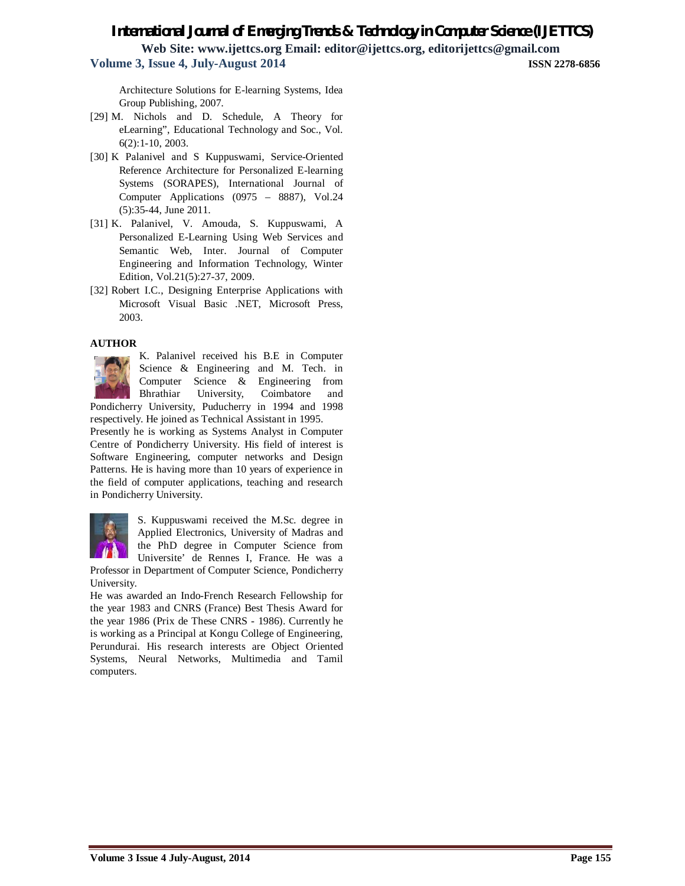Architecture Solutions for E-learning Systems, Idea Group Publishing, 2007.

[29] M. Nichols and D. Schedule, A Theory for eLearning", Educational Technology and Soc., Vol. 6(2):1-10, 2003.

[30] K Palanivel and S Kuppuswami, Service-Oriented Reference Architecture for Personalized E-learning Systems (SORAPES), International Journal of Computer Applications (0975 – 8887), Vol.24 (5):35-44, June 2011.

[31] K. Palanivel, V. Amouda, S. Kuppuswami, A Personalized E-Learning Using Web Services and Semantic Web, Inter. Journal of Computer Engineering and Information Technology, Winter Edition, Vol.21(5):27-37, 2009.

[32] Robert I.C., Designing Enterprise Applications with Microsoft Visual Basic .NET, Microsoft Press, 2003.

**AUTHOR**

K. Palanivel received his B.E in Computer Science & Engineering and M. Tech. in Computer Science & Engineering from Bhrathiar University, Coimbatore and Pondicherry University, Puducherry in 1994 and 1998 respectively. He joined as Technical Assistant in 1995. Presently he is working as Systems Analyst in Computer Centre of Pondicherry University. His field of interest is Software Engineering, computer networks and Design Patterns. He is having more than 10 years of experience in the field of computer applications, teaching and research in Pondicherry University.

S. Kuppuswami received the M.Sc. degree in Applied Electronics, University of Madras and the PhD degree in Computer Science from Universite' de Rennes I, France. He was a Professor in Department of Computer Science, Pondicherry University.

He was awarded an Indo-French Research Fellowship for the year 1983 and CNRS (France) Best Thesis Award for the year 1986 (Prix de These CNRS - 1986). Currently he is working as a Principal at Kongu College of Engineering, Perundurai. His research interests are Object Oriented Systems, Neural Networks, Multimedia and Tamil computers.